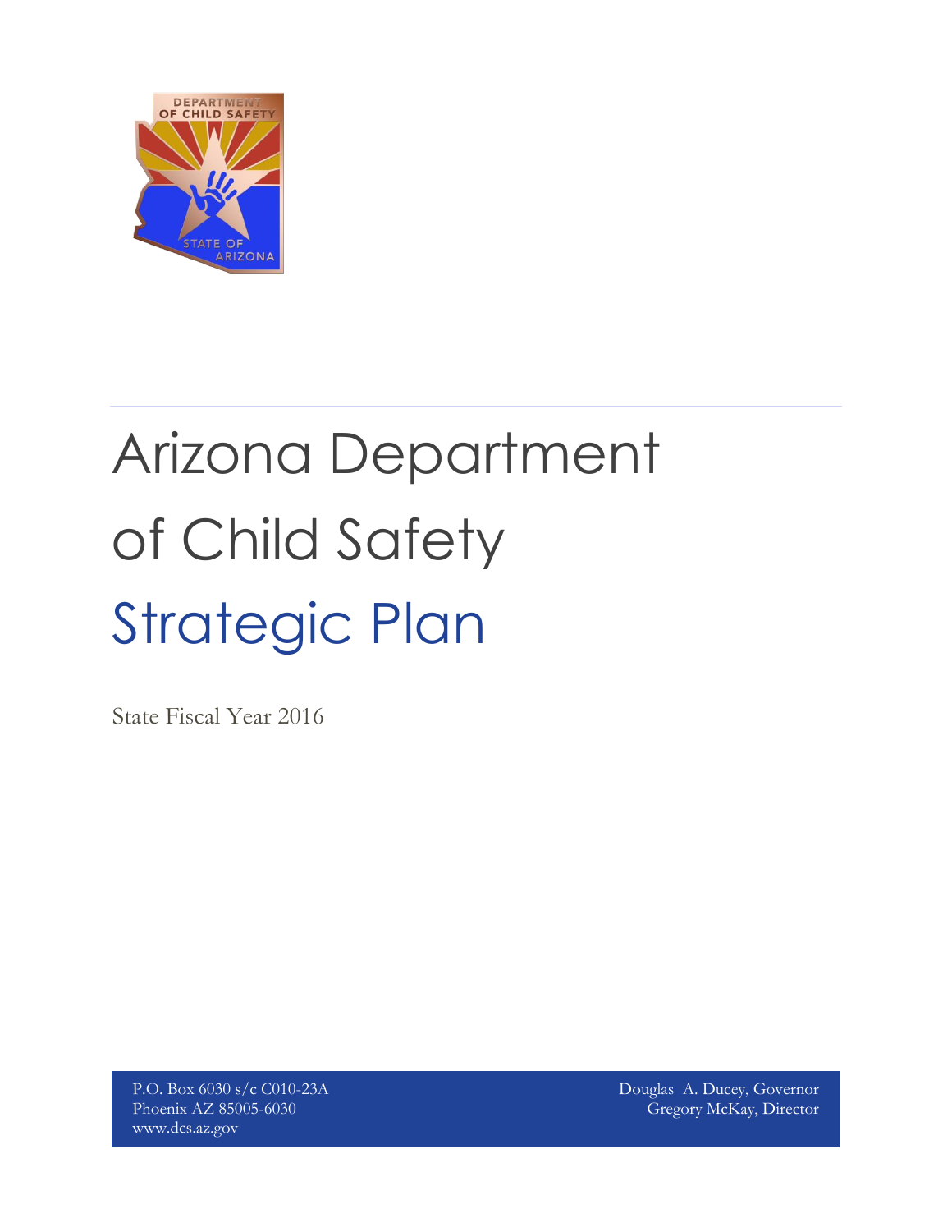# Arizona Department of Child Safety

## Strategic Plan

State Fiscal Year 2016

P.O. Box 6030 s/c C010-23A
Phoenix AZ 85005-6030
www.dcs.az.gov

Douglas A. Ducey, Governor
Gregory McKay, Director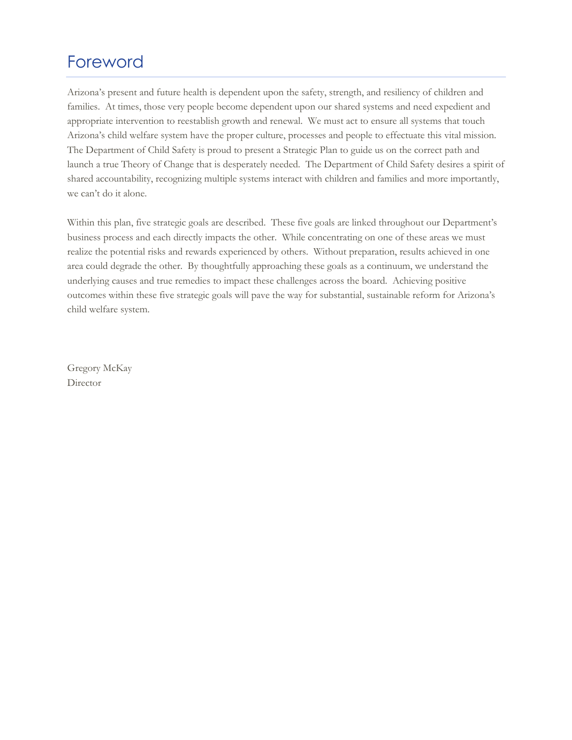# Foreword

Arizona's present and future health is dependent upon the safety, strength, and resiliency of children and families. At times, those very people become dependent upon our shared systems and need expedient and appropriate intervention to reestablish growth and renewal. We must act to ensure all systems that touch Arizona's child welfare system have the proper culture, processes and people to effectuate this vital mission. The Department of Child Safety is proud to present a Strategic Plan to guide us on the correct path and launch a true Theory of Change that is desperately needed. The Department of Child Safety desires a spirit of shared accountability, recognizing multiple systems interact with children and families and more importantly, we can't do it alone.

Within this plan, five strategic goals are described. These five goals are linked throughout our Department's business process and each directly impacts the other. While concentrating on one of these areas we must realize the potential risks and rewards experienced by others. Without preparation, results achieved in one area could degrade the other. By thoughtfully approaching these goals as a continuum, we understand the underlying causes and true remedies to impact these challenges across the board. Achieving positive outcomes within these five strategic goals will pave the way for substantial, sustainable reform for Arizona's child welfare system.

Gregory McKay
Director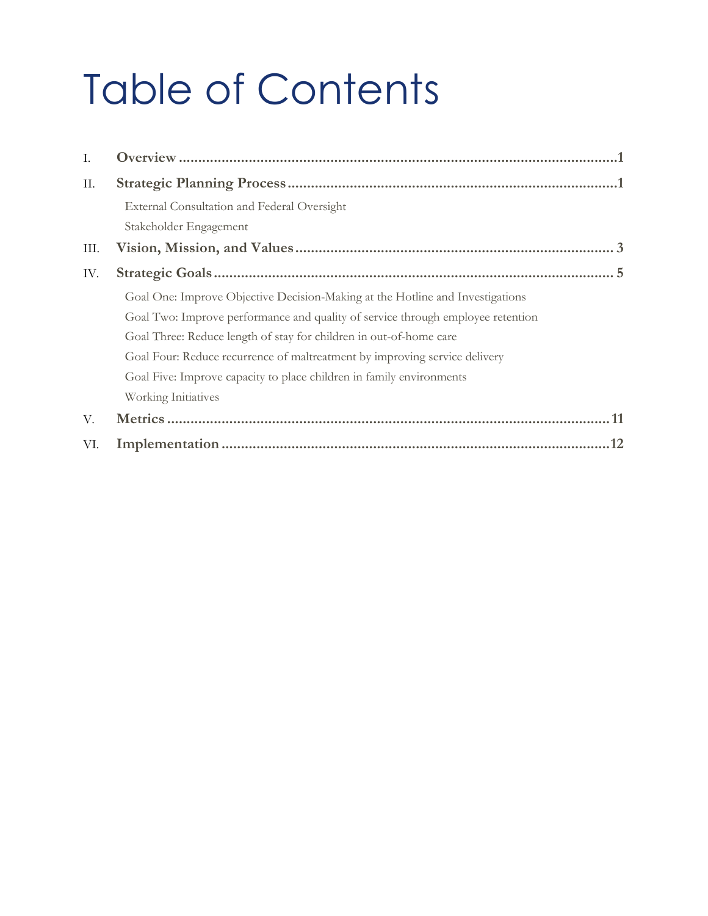# Table of Contents

I. **Overview** ........ **1**

II. **Strategic Planning Process** ........ **1**

- External Consultation and Federal Oversight
- Stakeholder Engagement

III. **Vision, Mission, and Values** ........ **3**

IV. **Strategic Goals** ........ **5**

- Goal One: Improve Objective Decision-Making at the Hotline and Investigations
- Goal Two: Improve performance and quality of service through employee retention
- Goal Three: Reduce length of stay for children in out-of-home care
- Goal Four: Reduce recurrence of maltreatment by improving service delivery
- Goal Five: Improve capacity to place children in family environments
- Working Initiatives

V. **Metrics** ........ **11**

VI. **Implementation** ........ **12**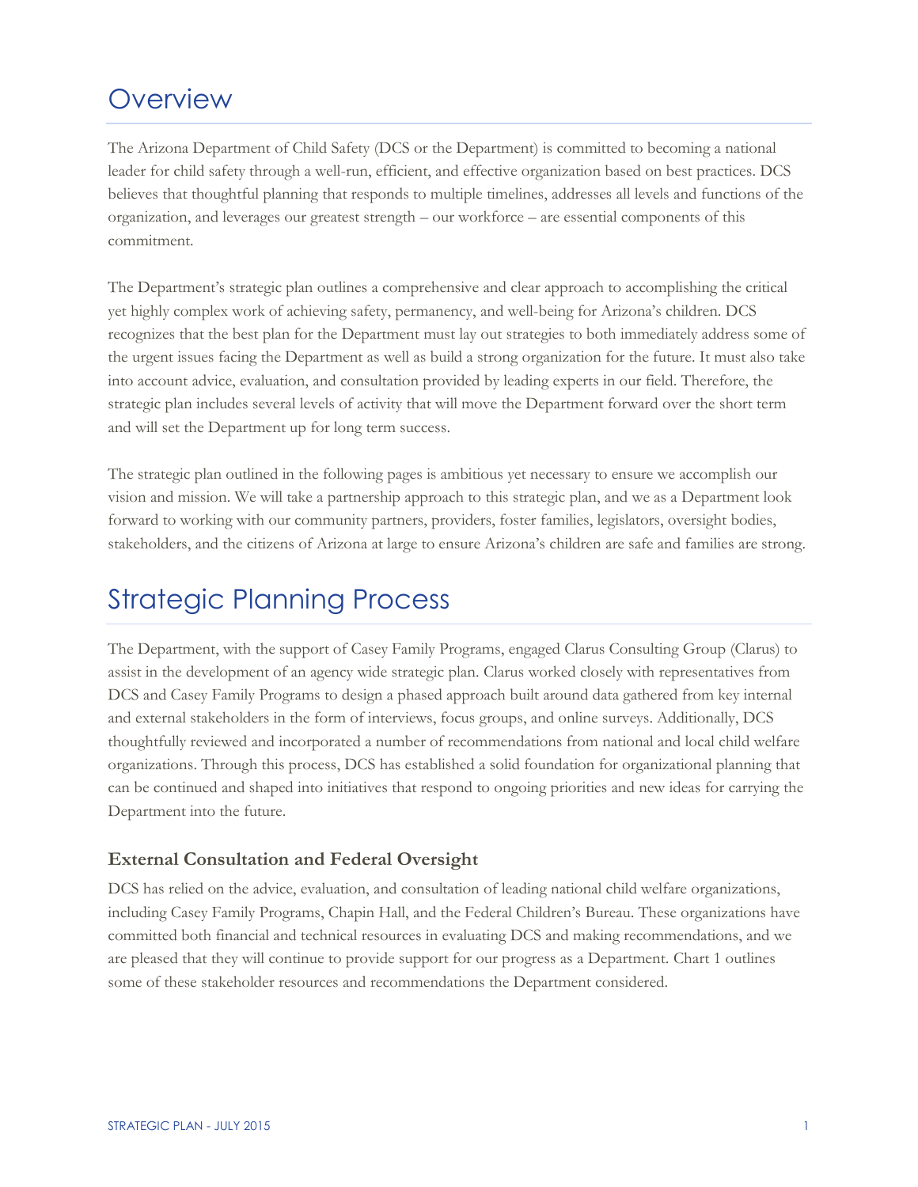# Overview

The Arizona Department of Child Safety (DCS or the Department) is committed to becoming a national leader for child safety through a well-run, efficient, and effective organization based on best practices. DCS believes that thoughtful planning that responds to multiple timelines, addresses all levels and functions of the organization, and leverages our greatest strength – our workforce – are essential components of this commitment.

The Department's strategic plan outlines a comprehensive and clear approach to accomplishing the critical yet highly complex work of achieving safety, permanency, and well-being for Arizona's children. DCS recognizes that the best plan for the Department must lay out strategies to both immediately address some of the urgent issues facing the Department as well as build a strong organization for the future. It must also take into account advice, evaluation, and consultation provided by leading experts in our field. Therefore, the strategic plan includes several levels of activity that will move the Department forward over the short term and will set the Department up for long term success.

The strategic plan outlined in the following pages is ambitious yet necessary to ensure we accomplish our vision and mission. We will take a partnership approach to this strategic plan, and we as a Department look forward to working with our community partners, providers, foster families, legislators, oversight bodies, stakeholders, and the citizens of Arizona at large to ensure Arizona's children are safe and families are strong.

# Strategic Planning Process

The Department, with the support of Casey Family Programs, engaged Clarus Consulting Group (Clarus) to assist in the development of an agency wide strategic plan. Clarus worked closely with representatives from DCS and Casey Family Programs to design a phased approach built around data gathered from key internal and external stakeholders in the form of interviews, focus groups, and online surveys. Additionally, DCS thoughtfully reviewed and incorporated a number of recommendations from national and local child welfare organizations. Through this process, DCS has established a solid foundation for organizational planning that can be continued and shaped into initiatives that respond to ongoing priorities and new ideas for carrying the Department into the future.

### External Consultation and Federal Oversight

DCS has relied on the advice, evaluation, and consultation of leading national child welfare organizations, including Casey Family Programs, Chapin Hall, and the Federal Children's Bureau. These organizations have committed both financial and technical resources in evaluating DCS and making recommendations, and we are pleased that they will continue to provide support for our progress as a Department. Chart 1 outlines some of these stakeholder resources and recommendations the Department considered.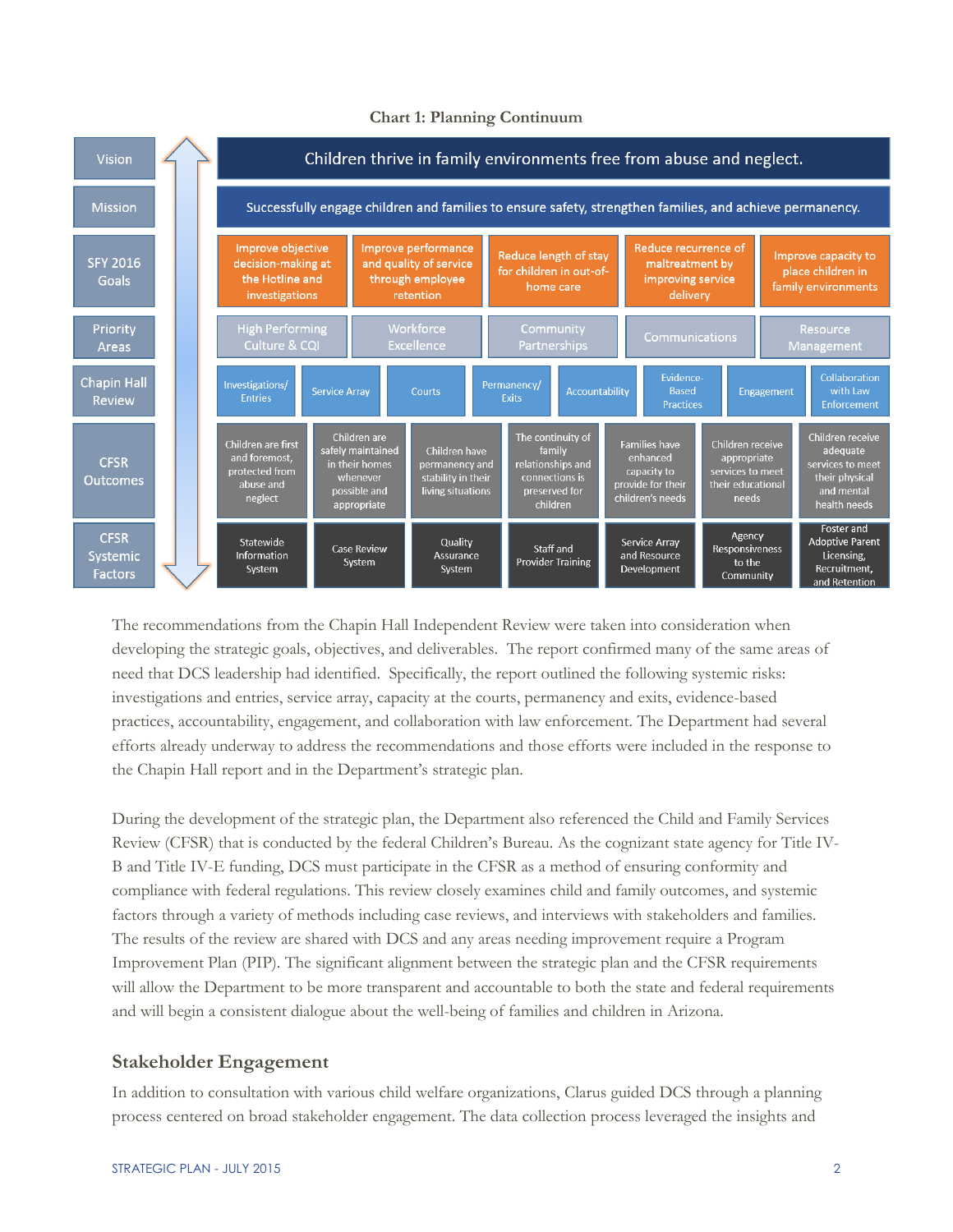**Chart 1: Planning Continuum**

| Level | | | | | | | | |
|---|---|---|---|---|---|---|---|---|
| Vision | Children thrive in family environments free from abuse and neglect. | | | | | | | |
| Mission | Successfully engage children and families to ensure safety, strengthen families, and achieve permanency. | | | | | | | |
| SFY 2016 Goals | Improve objective decision-making at the Hotline and investigations | Improve performance and quality of service through employee retention | Reduce length of stay for children in out-of-home care | Reduce recurrence of maltreatment by improving service delivery | Improve capacity to place children in family environments | | | |
| Priority Areas | High Performing Culture & CQI | Workforce Excellence | Community Partnerships | Communications | Resource Management | | | |
| Chapin Hall Review | Investigations/ Entries | Service Array | Courts | Permanency/ Exits | Accountability | Evidence-Based Practices | Engagement | Collaboration with Law Enforcement |
| CFSR Outcomes | Children are first and foremost, protected from abuse and neglect | Children are safely maintained in their homes whenever possible and appropriate | Children have permanency and stability in their living situations | The continuity of family relationships and connections is preserved for children | Families have enhanced capacity to provide for their children's needs | Children receive appropriate services to meet their educational needs | Children receive adequate services to meet their physical and mental health needs | |
| CFSR Systemic Factors | Statewide Information System | Case Review System | Quality Assurance System | Staff and Provider Training | Service Array and Resource Development | Agency Responsiveness to the Community | Foster and Adoptive Parent Licensing, Recruitment, and Retention | |

The recommendations from the Chapin Hall Independent Review were taken into consideration when developing the strategic goals, objectives, and deliverables. The report confirmed many of the same areas of need that DCS leadership had identified. Specifically, the report outlined the following systemic risks: investigations and entries, service array, capacity at the courts, permanency and exits, evidence-based practices, accountability, engagement, and collaboration with law enforcement. The Department had several efforts already underway to address the recommendations and those efforts were included in the response to the Chapin Hall report and in the Department's strategic plan.

During the development of the strategic plan, the Department also referenced the Child and Family Services Review (CFSR) that is conducted by the federal Children's Bureau. As the cognizant state agency for Title IV-B and Title IV-E funding, DCS must participate in the CFSR as a method of ensuring conformity and compliance with federal regulations. This review closely examines child and family outcomes, and systemic factors through a variety of methods including case reviews, and interviews with stakeholders and families. The results of the review are shared with DCS and any areas needing improvement require a Program Improvement Plan (PIP). The significant alignment between the strategic plan and the CFSR requirements will allow the Department to be more transparent and accountable to both the state and federal requirements and will begin a consistent dialogue about the well-being of families and children in Arizona.

## Stakeholder Engagement

In addition to consultation with various child welfare organizations, Clarus guided DCS through a planning process centered on broad stakeholder engagement. The data collection process leveraged the insights and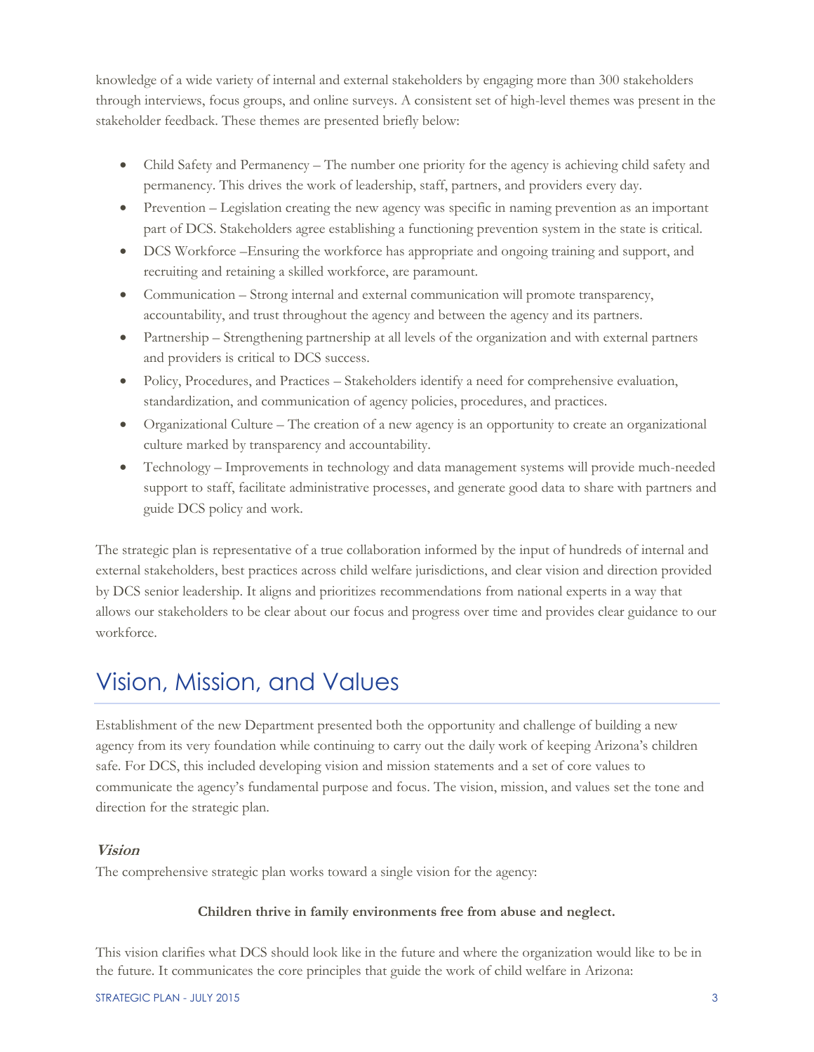knowledge of a wide variety of internal and external stakeholders by engaging more than 300 stakeholders through interviews, focus groups, and online surveys. A consistent set of high-level themes was present in the stakeholder feedback. These themes are presented briefly below:

- Child Safety and Permanency – The number one priority for the agency is achieving child safety and permanency. This drives the work of leadership, staff, partners, and providers every day.
- Prevention – Legislation creating the new agency was specific in naming prevention as an important part of DCS. Stakeholders agree establishing a functioning prevention system in the state is critical.
- DCS Workforce –Ensuring the workforce has appropriate and ongoing training and support, and recruiting and retaining a skilled workforce, are paramount.
- Communication – Strong internal and external communication will promote transparency, accountability, and trust throughout the agency and between the agency and its partners.
- Partnership – Strengthening partnership at all levels of the organization and with external partners and providers is critical to DCS success.
- Policy, Procedures, and Practices – Stakeholders identify a need for comprehensive evaluation, standardization, and communication of agency policies, procedures, and practices.
- Organizational Culture – The creation of a new agency is an opportunity to create an organizational culture marked by transparency and accountability.
- Technology – Improvements in technology and data management systems will provide much-needed support to staff, facilitate administrative processes, and generate good data to share with partners and guide DCS policy and work.

The strategic plan is representative of a true collaboration informed by the input of hundreds of internal and external stakeholders, best practices across child welfare jurisdictions, and clear vision and direction provided by DCS senior leadership. It aligns and prioritizes recommendations from national experts in a way that allows our stakeholders to be clear about our focus and progress over time and provides clear guidance to our workforce.

# Vision, Mission, and Values

Establishment of the new Department presented both the opportunity and challenge of building a new agency from its very foundation while continuing to carry out the daily work of keeping Arizona's children safe. For DCS, this included developing vision and mission statements and a set of core values to communicate the agency's fundamental purpose and focus. The vision, mission, and values set the tone and direction for the strategic plan.

### *Vision*

The comprehensive strategic plan works toward a single vision for the agency:

**Children thrive in family environments free from abuse and neglect.**

This vision clarifies what DCS should look like in the future and where the organization would like to be in the future. It communicates the core principles that guide the work of child welfare in Arizona: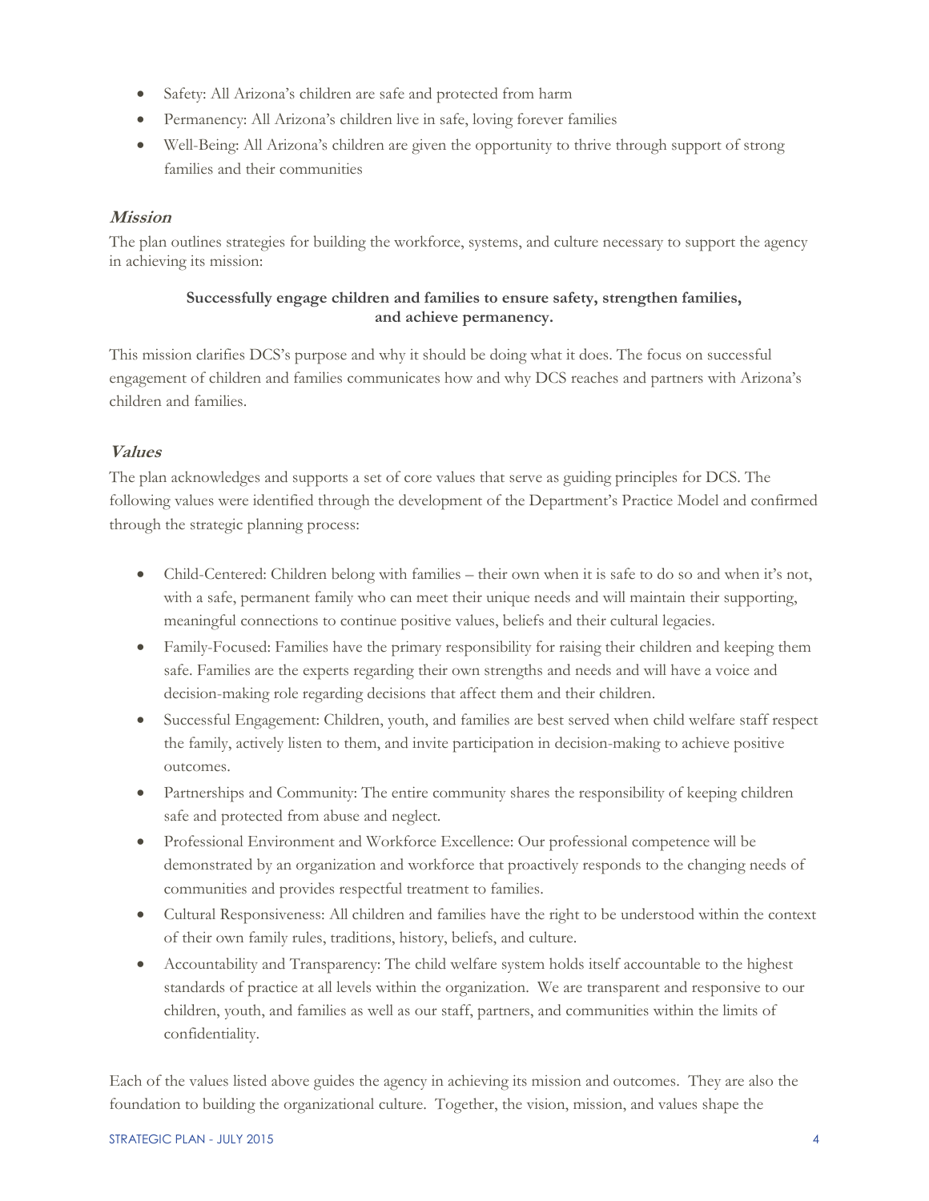- Safety: All Arizona's children are safe and protected from harm
- Permanency: All Arizona's children live in safe, loving forever families
- Well-Being: All Arizona's children are given the opportunity to thrive through support of strong families and their communities

### *Mission*

The plan outlines strategies for building the workforce, systems, and culture necessary to support the agency in achieving its mission:

**Successfully engage children and families to ensure safety, strengthen families, and achieve permanency.**

This mission clarifies DCS's purpose and why it should be doing what it does. The focus on successful engagement of children and families communicates how and why DCS reaches and partners with Arizona's children and families.

### *Values*

The plan acknowledges and supports a set of core values that serve as guiding principles for DCS. The following values were identified through the development of the Department's Practice Model and confirmed through the strategic planning process:

- Child-Centered: Children belong with families – their own when it is safe to do so and when it's not, with a safe, permanent family who can meet their unique needs and will maintain their supporting, meaningful connections to continue positive values, beliefs and their cultural legacies.
- Family-Focused: Families have the primary responsibility for raising their children and keeping them safe. Families are the experts regarding their own strengths and needs and will have a voice and decision-making role regarding decisions that affect them and their children.
- Successful Engagement: Children, youth, and families are best served when child welfare staff respect the family, actively listen to them, and invite participation in decision-making to achieve positive outcomes.
- Partnerships and Community: The entire community shares the responsibility of keeping children safe and protected from abuse and neglect.
- Professional Environment and Workforce Excellence: Our professional competence will be demonstrated by an organization and workforce that proactively responds to the changing needs of communities and provides respectful treatment to families.
- Cultural Responsiveness: All children and families have the right to be understood within the context of their own family rules, traditions, history, beliefs, and culture.
- Accountability and Transparency: The child welfare system holds itself accountable to the highest standards of practice at all levels within the organization. We are transparent and responsive to our children, youth, and families as well as our staff, partners, and communities within the limits of confidentiality.

Each of the values listed above guides the agency in achieving its mission and outcomes. They are also the foundation to building the organizational culture. Together, the vision, mission, and values shape the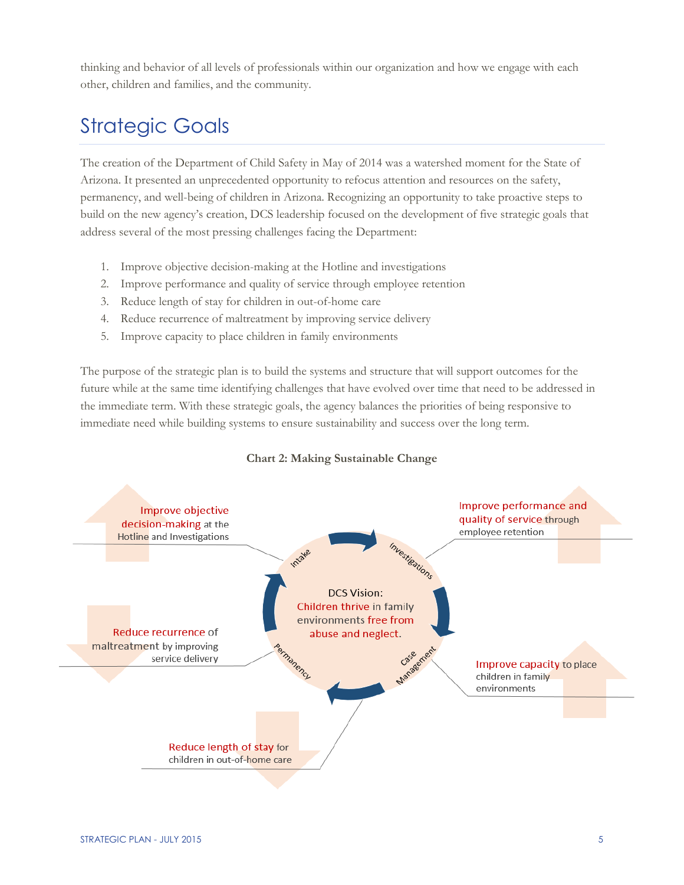thinking and behavior of all levels of professionals within our organization and how we engage with each other, children and families, and the community.

## Strategic Goals

The creation of the Department of Child Safety in May of 2014 was a watershed moment for the State of Arizona. It presented an unprecedented opportunity to refocus attention and resources on the safety, permanency, and well-being of children in Arizona. Recognizing an opportunity to take proactive steps to build on the new agency's creation, DCS leadership focused on the development of five strategic goals that address several of the most pressing challenges facing the Department:

1. Improve objective decision-making at the Hotline and investigations
2. Improve performance and quality of service through employee retention
3. Reduce length of stay for children in out-of-home care
4. Reduce recurrence of maltreatment by improving service delivery
5. Improve capacity to place children in family environments

The purpose of the strategic plan is to build the systems and structure that will support outcomes for the future while at the same time identifying challenges that have evolved over time that need to be addressed in the immediate term. With these strategic goals, the agency balances the priorities of being responsive to immediate need while building systems to ensure sustainability and success over the long term.

**Chart 2: Making Sustainable Change**

DCS Vision: Children thrive in family environments free from abuse and neglect.

- Intake – Improve objective decision-making at the Hotline and Investigations
- Investigations – Improve performance and quality of service through employee retention
- Case Management – Improve capacity to place children in family environments
- Reduce length of stay for children in out-of-home care
- Permanency – Reduce recurrence of maltreatment by improving service delivery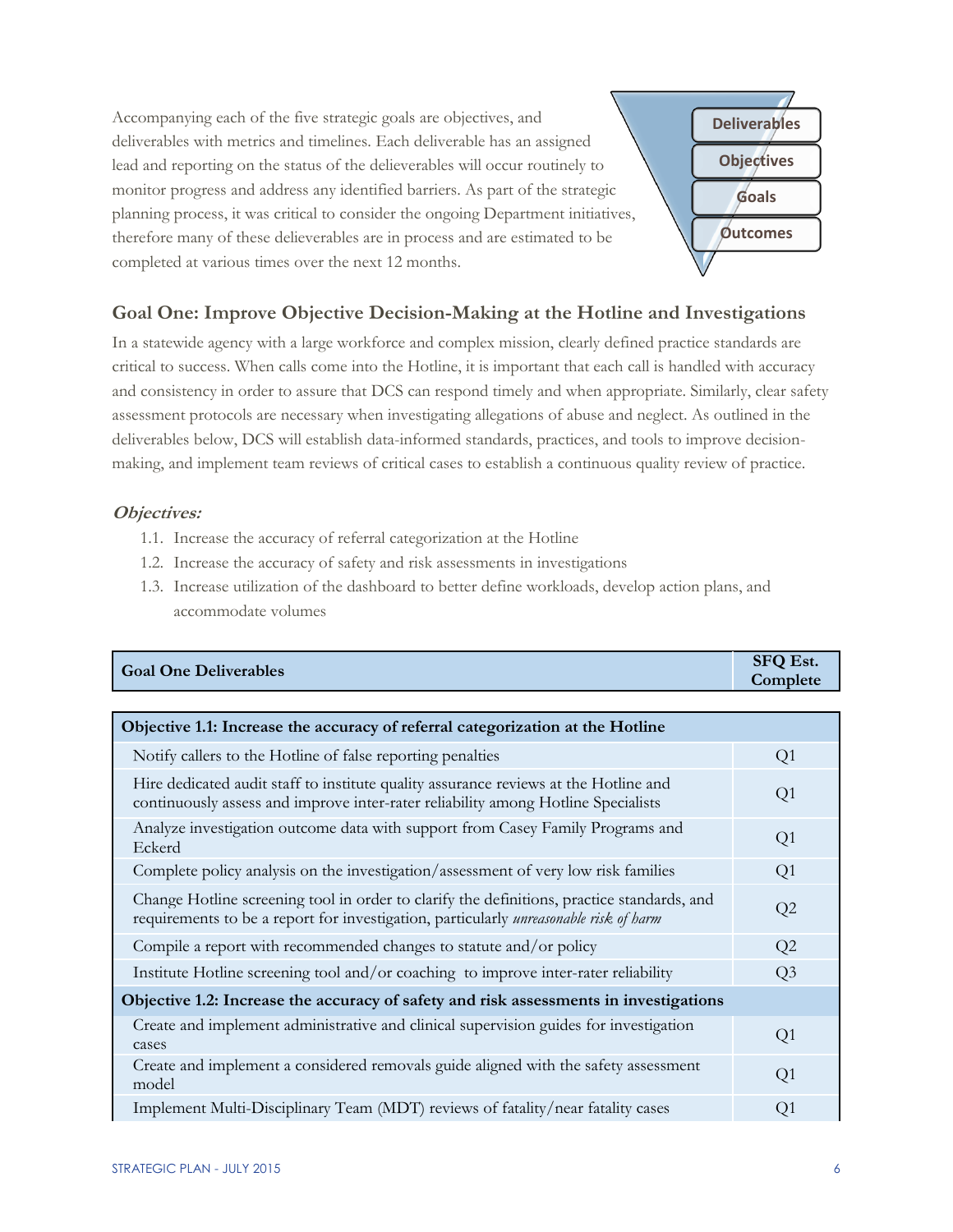Accompanying each of the five strategic goals are objectives, and deliverables with metrics and timelines. Each deliverable has an assigned lead and reporting on the status of the delieverables will occur routinely to monitor progress and address any identified barriers. As part of the strategic planning process, it was critical to consider the ongoing Department initiatives, therefore many of these delieverables are in process and are estimated to be completed at various times over the next 12 months.

Deliverables

Objectives

Goals

Outcomes

## Goal One: Improve Objective Decision-Making at the Hotline and Investigations

In a statewide agency with a large workforce and complex mission, clearly defined practice standards are critical to success. When calls come into the Hotline, it is important that each call is handled with accuracy and consistency in order to assure that DCS can respond timely and when appropriate. Similarly, clear safety assessment protocols are necessary when investigating allegations of abuse and neglect. As outlined in the deliverables below, DCS will establish data-informed standards, practices, and tools to improve decision-making, and implement team reviews of critical cases to establish a continuous quality review of practice.

### *Objectives:*

1.1. Increase the accuracy of referral categorization at the Hotline
1.2. Increase the accuracy of safety and risk assessments in investigations
1.3. Increase utilization of the dashboard to better define workloads, develop action plans, and accommodate volumes

| Goal One Deliverables | SFQ Est. Complete |
|---|---|
| **Objective 1.1: Increase the accuracy of referral categorization at the Hotline** | |
| Notify callers to the Hotline of false reporting penalties | Q1 |
| Hire dedicated audit staff to institute quality assurance reviews at the Hotline and continuously assess and improve inter-rater reliability among Hotline Specialists | Q1 |
| Analyze investigation outcome data with support from Casey Family Programs and Eckerd | Q1 |
| Complete policy analysis on the investigation/assessment of very low risk families | Q1 |
| Change Hotline screening tool in order to clarify the definitions, practice standards, and requirements to be a report for investigation, particularly *unreasonable risk of harm* | Q2 |
| Compile a report with recommended changes to statute and/or policy | Q2 |
| Institute Hotline screening tool and/or coaching to improve inter-rater reliability | Q3 |
| **Objective 1.2: Increase the accuracy of safety and risk assessments in investigations** | |
| Create and implement administrative and clinical supervision guides for investigation cases | Q1 |
| Create and implement a considered removals guide aligned with the safety assessment model | Q1 |
| Implement Multi-Disciplinary Team (MDT) reviews of fatality/near fatality cases | Q1 |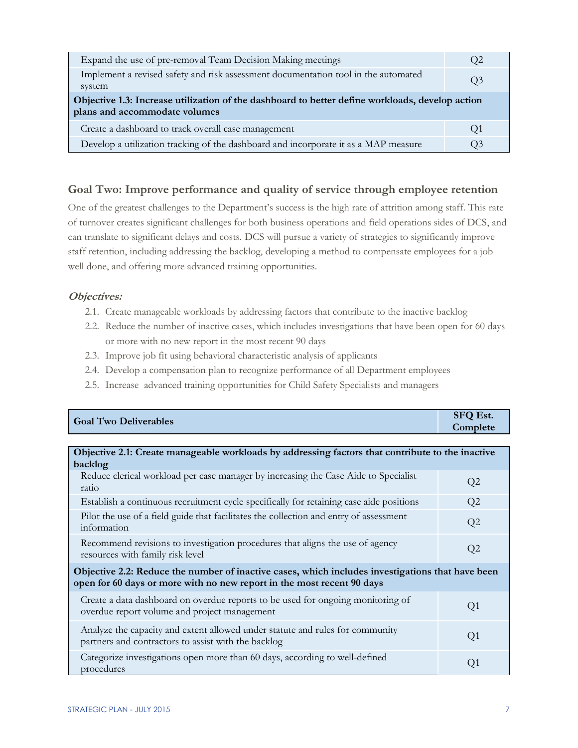| | |
|---|---|
| Expand the use of pre-removal Team Decision Making meetings | Q2 |
| Implement a revised safety and risk assessment documentation tool in the automated system | Q3 |
| **Objective 1.3: Increase utilization of the dashboard to better define workloads, develop action plans and accommodate volumes** | |
| Create a dashboard to track overall case management | Q1 |
| Develop a utilization tracking of the dashboard and incorporate it as a MAP measure | Q3 |

## Goal Two: Improve performance and quality of service through employee retention

One of the greatest challenges to the Department's success is the high rate of attrition among staff. This rate of turnover creates significant challenges for both business operations and field operations sides of DCS, and can translate to significant delays and costs. DCS will pursue a variety of strategies to significantly improve staff retention, including addressing the backlog, developing a method to compensate employees for a job well done, and offering more advanced training opportunities.

### *Objectives:*

2.1. Create manageable workloads by addressing factors that contribute to the inactive backlog
2.2. Reduce the number of inactive cases, which includes investigations that have been open for 60 days or more with no new report in the most recent 90 days
2.3. Improve job fit using behavioral characteristic analysis of applicants
2.4. Develop a compensation plan to recognize performance of all Department employees
2.5. Increase advanced training opportunities for Child Safety Specialists and managers

| Goal Two Deliverables | SFQ Est. Complete |
|---|---|
| **Objective 2.1: Create manageable workloads by addressing factors that contribute to the inactive backlog** | |
| Reduce clerical workload per case manager by increasing the Case Aide to Specialist ratio | Q2 |
| Establish a continuous recruitment cycle specifically for retaining case aide positions | Q2 |
| Pilot the use of a field guide that facilitates the collection and entry of assessment information | Q2 |
| Recommend revisions to investigation procedures that aligns the use of agency resources with family risk level | Q2 |
| **Objective 2.2: Reduce the number of inactive cases, which includes investigations that have been open for 60 days or more with no new report in the most recent 90 days** | |
| Create a data dashboard on overdue reports to be used for ongoing monitoring of overdue report volume and project management | Q1 |
| Analyze the capacity and extent allowed under statute and rules for community partners and contractors to assist with the backlog | Q1 |
| Categorize investigations open more than 60 days, according to well-defined procedures | Q1 |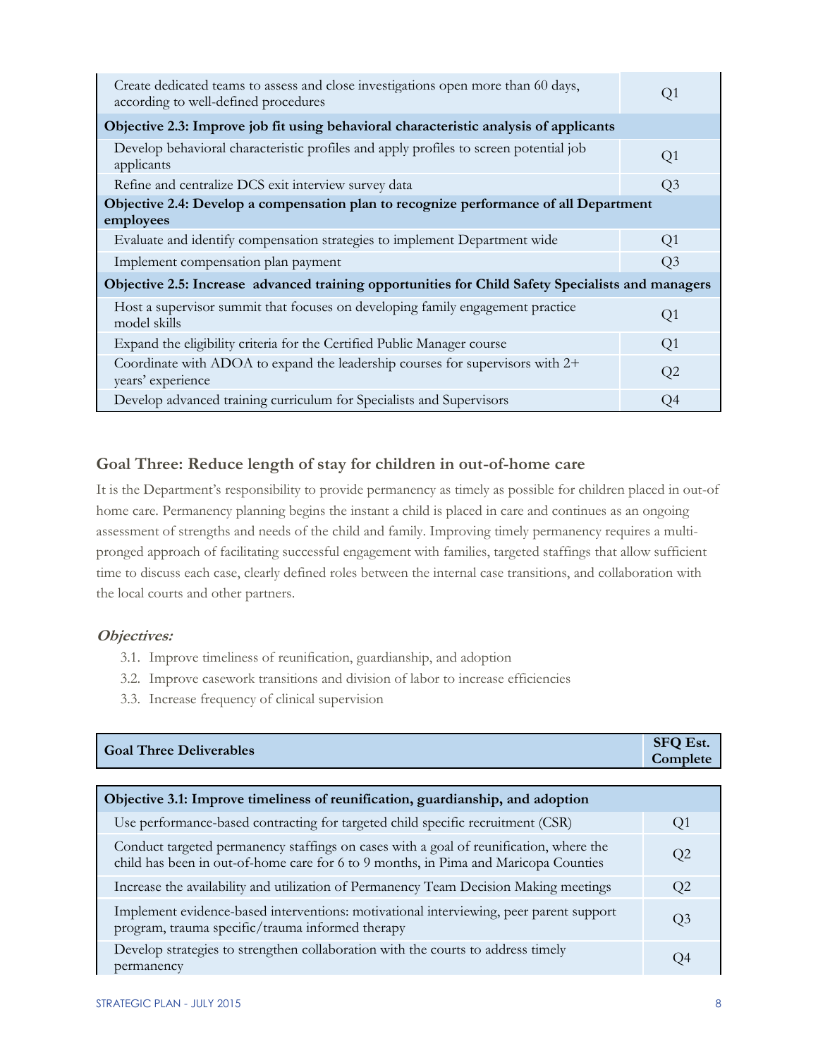| | |
|---|---|
| Create dedicated teams to assess and close investigations open more than 60 days, according to well-defined procedures | Q1 |
| **Objective 2.3: Improve job fit using behavioral characteristic analysis of applicants** | |
| Develop behavioral characteristic profiles and apply profiles to screen potential job applicants | Q1 |
| Refine and centralize DCS exit interview survey data | Q3 |
| **Objective 2.4: Develop a compensation plan to recognize performance of all Department employees** | |
| Evaluate and identify compensation strategies to implement Department wide | Q1 |
| Implement compensation plan payment | Q3 |
| **Objective 2.5: Increase advanced training opportunities for Child Safety Specialists and managers** | |
| Host a supervisor summit that focuses on developing family engagement practice model skills | Q1 |
| Expand the eligibility criteria for the Certified Public Manager course | Q1 |
| Coordinate with ADOA to expand the leadership courses for supervisors with 2+ years' experience | Q2 |
| Develop advanced training curriculum for Specialists and Supervisors | Q4 |

## Goal Three: Reduce length of stay for children in out-of-home care

It is the Department's responsibility to provide permanency as timely as possible for children placed in out-of home care. Permanency planning begins the instant a child is placed in care and continues as an ongoing assessment of strengths and needs of the child and family. Improving timely permanency requires a multi-pronged approach of facilitating successful engagement with families, targeted staffings that allow sufficient time to discuss each case, clearly defined roles between the internal case transitions, and collaboration with the local courts and other partners.

### *Objectives:*

3.1. Improve timeliness of reunification, guardianship, and adoption
3.2. Improve casework transitions and division of labor to increase efficiencies
3.3. Increase frequency of clinical supervision

| Goal Three Deliverables | SFQ Est. Complete |
|---|---|
| **Objective 3.1: Improve timeliness of reunification, guardianship, and adoption** | |
| Use performance-based contracting for targeted child specific recruitment (CSR) | Q1 |
| Conduct targeted permanency staffings on cases with a goal of reunification, where the child has been in out-of-home care for 6 to 9 months, in Pima and Maricopa Counties | Q2 |
| Increase the availability and utilization of Permanency Team Decision Making meetings | Q2 |
| Implement evidence-based interventions: motivational interviewing, peer parent support program, trauma specific/trauma informed therapy | Q3 |
| Develop strategies to strengthen collaboration with the courts to address timely permanency | Q4 |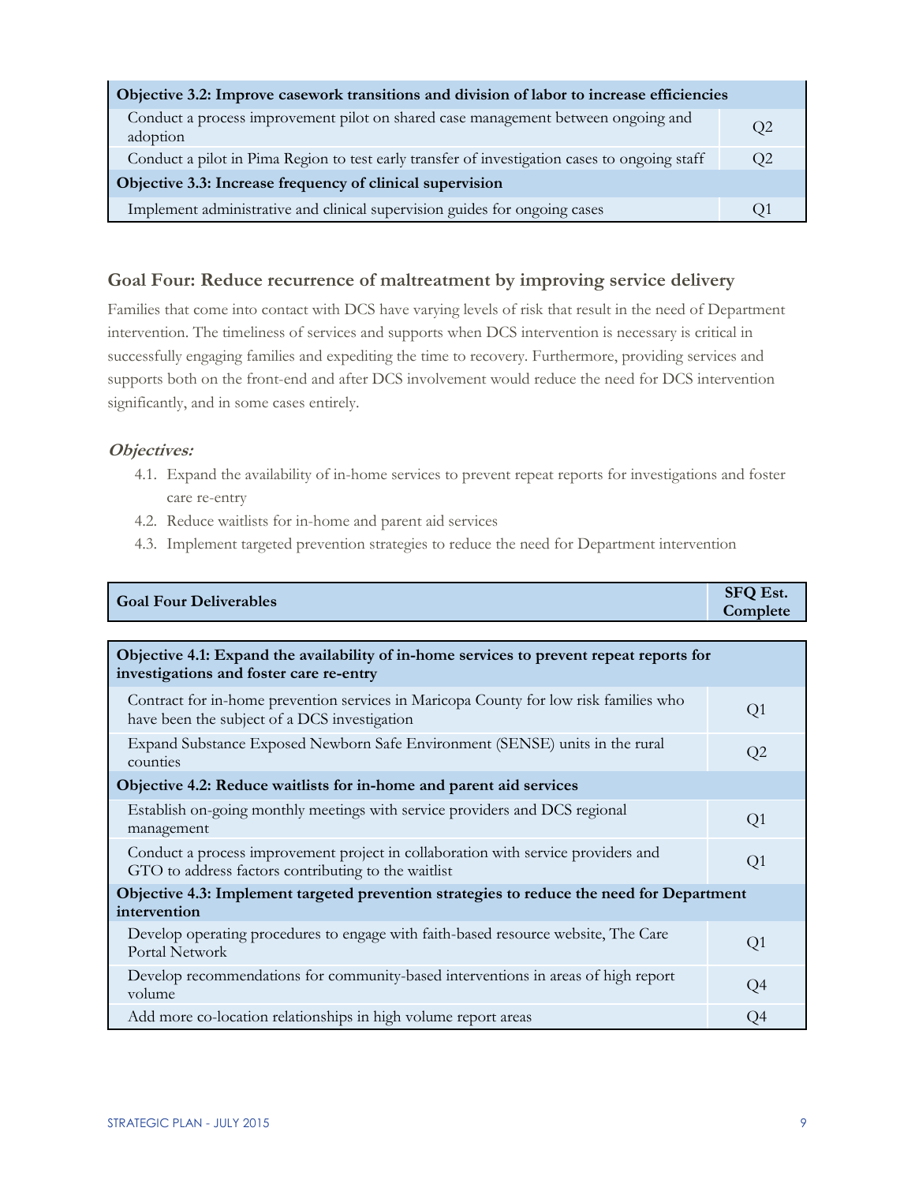| Objective 3.2: Improve casework transitions and division of labor to increase efficiencies | |
|---|---|
| Conduct a process improvement pilot on shared case management between ongoing and adoption | Q2 |
| Conduct a pilot in Pima Region to test early transfer of investigation cases to ongoing staff | Q2 |
| **Objective 3.3: Increase frequency of clinical supervision** | |
| Implement administrative and clinical supervision guides for ongoing cases | Q1 |

## Goal Four: Reduce recurrence of maltreatment by improving service delivery

Families that come into contact with DCS have varying levels of risk that result in the need of Department intervention. The timeliness of services and supports when DCS intervention is necessary is critical in successfully engaging families and expediting the time to recovery. Furthermore, providing services and supports both on the front-end and after DCS involvement would reduce the need for DCS intervention significantly, and in some cases entirely.

### *Objectives:*

4.1. Expand the availability of in-home services to prevent repeat reports for investigations and foster care re-entry

4.2. Reduce waitlists for in-home and parent aid services

4.3. Implement targeted prevention strategies to reduce the need for Department intervention

| Goal Four Deliverables | SFQ Est. Complete |
|---|---|
| **Objective 4.1: Expand the availability of in-home services to prevent repeat reports for investigations and foster care re-entry** | |
| Contract for in-home prevention services in Maricopa County for low risk families who have been the subject of a DCS investigation | Q1 |
| Expand Substance Exposed Newborn Safe Environment (SENSE) units in the rural counties | Q2 |
| **Objective 4.2: Reduce waitlists for in-home and parent aid services** | |
| Establish on-going monthly meetings with service providers and DCS regional management | Q1 |
| Conduct a process improvement project in collaboration with service providers and GTO to address factors contributing to the waitlist | Q1 |
| **Objective 4.3: Implement targeted prevention strategies to reduce the need for Department intervention** | |
| Develop operating procedures to engage with faith-based resource website, The Care Portal Network | Q1 |
| Develop recommendations for community-based interventions in areas of high report volume | Q4 |
| Add more co-location relationships in high volume report areas | Q4 |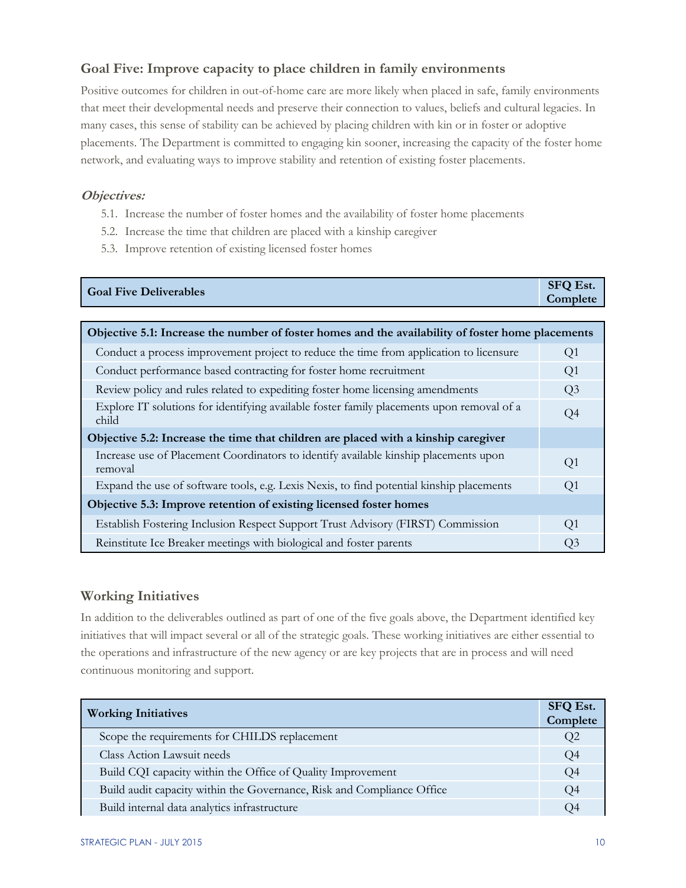## Goal Five: Improve capacity to place children in family environments

Positive outcomes for children in out-of-home care are more likely when placed in safe, family environments that meet their developmental needs and preserve their connection to values, beliefs and cultural legacies. In many cases, this sense of stability can be achieved by placing children with kin or in foster or adoptive placements. The Department is committed to engaging kin sooner, increasing the capacity of the foster home network, and evaluating ways to improve stability and retention of existing foster placements.

***Objectives:***

5.1. Increase the number of foster homes and the availability of foster home placements
5.2. Increase the time that children are placed with a kinship caregiver
5.3. Improve retention of existing licensed foster homes

| Goal Five Deliverables | SFQ Est. Complete |
|---|---|
| **Objective 5.1: Increase the number of foster homes and the availability of foster home placements** | |
| Conduct a process improvement project to reduce the time from application to licensure | Q1 |
| Conduct performance based contracting for foster home recruitment | Q1 |
| Review policy and rules related to expediting foster home licensing amendments | Q3 |
| Explore IT solutions for identifying available foster family placements upon removal of a child | Q4 |
| **Objective 5.2: Increase the time that children are placed with a kinship caregiver** | |
| Increase use of Placement Coordinators to identify available kinship placements upon removal | Q1 |
| Expand the use of software tools, e.g. Lexis Nexis, to find potential kinship placements | Q1 |
| **Objective 5.3: Improve retention of existing licensed foster homes** | |
| Establish Fostering Inclusion Respect Support Trust Advisory (FIRST) Commission | Q1 |
| Reinstitute Ice Breaker meetings with biological and foster parents | Q3 |

## Working Initiatives

In addition to the deliverables outlined as part of one of the five goals above, the Department identified key initiatives that will impact several or all of the strategic goals. These working initiatives are either essential to the operations and infrastructure of the new agency or are key projects that are in process and will need continuous monitoring and support.

| Working Initiatives | SFQ Est. Complete |
|---|---|
| Scope the requirements for CHILDS replacement | Q2 |
| Class Action Lawsuit needs | Q4 |
| Build CQI capacity within the Office of Quality Improvement | Q4 |
| Build audit capacity within the Governance, Risk and Compliance Office | Q4 |
| Build internal data analytics infrastructure | Q4 |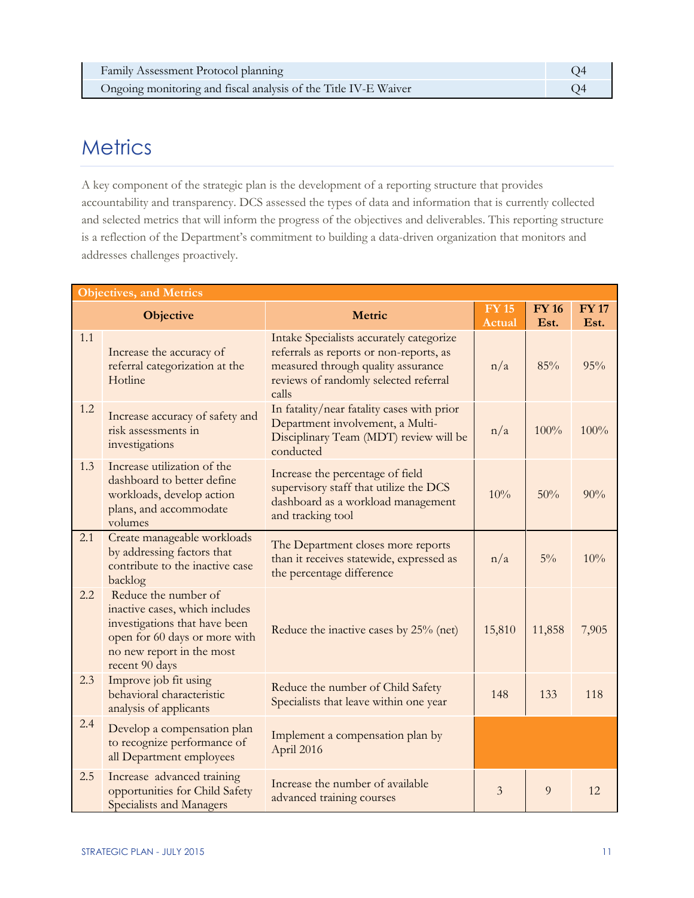| | |
|---|---|
| Family Assessment Protocol planning | Q4 |
| Ongoing monitoring and fiscal analysis of the Title IV-E Waiver | Q4 |

## Metrics

A key component of the strategic plan is the development of a reporting structure that provides accountability and transparency. DCS assessed the types of data and information that is currently collected and selected metrics that will inform the progress of the objectives and deliverables. This reporting structure is a reflection of the Department's commitment to building a data-driven organization that monitors and addresses challenges proactively.

**Objectives, and Metrics**

| | Objective | Metric | FY 15 Actual | FY 16 Est. | FY 17 Est. |
|---|---|---|---|---|---|
| 1.1 | Increase the accuracy of referral categorization at the Hotline | Intake Specialists accurately categorize referrals as reports or non-reports, as measured through quality assurance reviews of randomly selected referral calls | n/a | 85% | 95% |
| 1.2 | Increase accuracy of safety and risk assessments in investigations | In fatality/near fatality cases with prior Department involvement, a Multi-Disciplinary Team (MDT) review will be conducted | n/a | 100% | 100% |
| 1.3 | Increase utilization of the dashboard to better define workloads, develop action plans, and accommodate volumes | Increase the percentage of field supervisory staff that utilize the DCS dashboard as a workload management and tracking tool | 10% | 50% | 90% |
| 2.1 | Create manageable workloads by addressing factors that contribute to the inactive case backlog | The Department closes more reports than it receives statewide, expressed as the percentage difference | n/a | 5% | 10% |
| 2.2 | Reduce the number of inactive cases, which includes investigations that have been open for 60 days or more with no new report in the most recent 90 days | Reduce the inactive cases by 25% (net) | 15,810 | 11,858 | 7,905 |
| 2.3 | Improve job fit using behavioral characteristic analysis of applicants | Reduce the number of Child Safety Specialists that leave within one year | 148 | 133 | 118 |
| 2.4 | Develop a compensation plan to recognize performance of all Department employees | Implement a compensation plan by April 2016 | | | |
| 2.5 | Increase advanced training opportunities for Child Safety Specialists and Managers | Increase the number of available advanced training courses | 3 | 9 | 12 |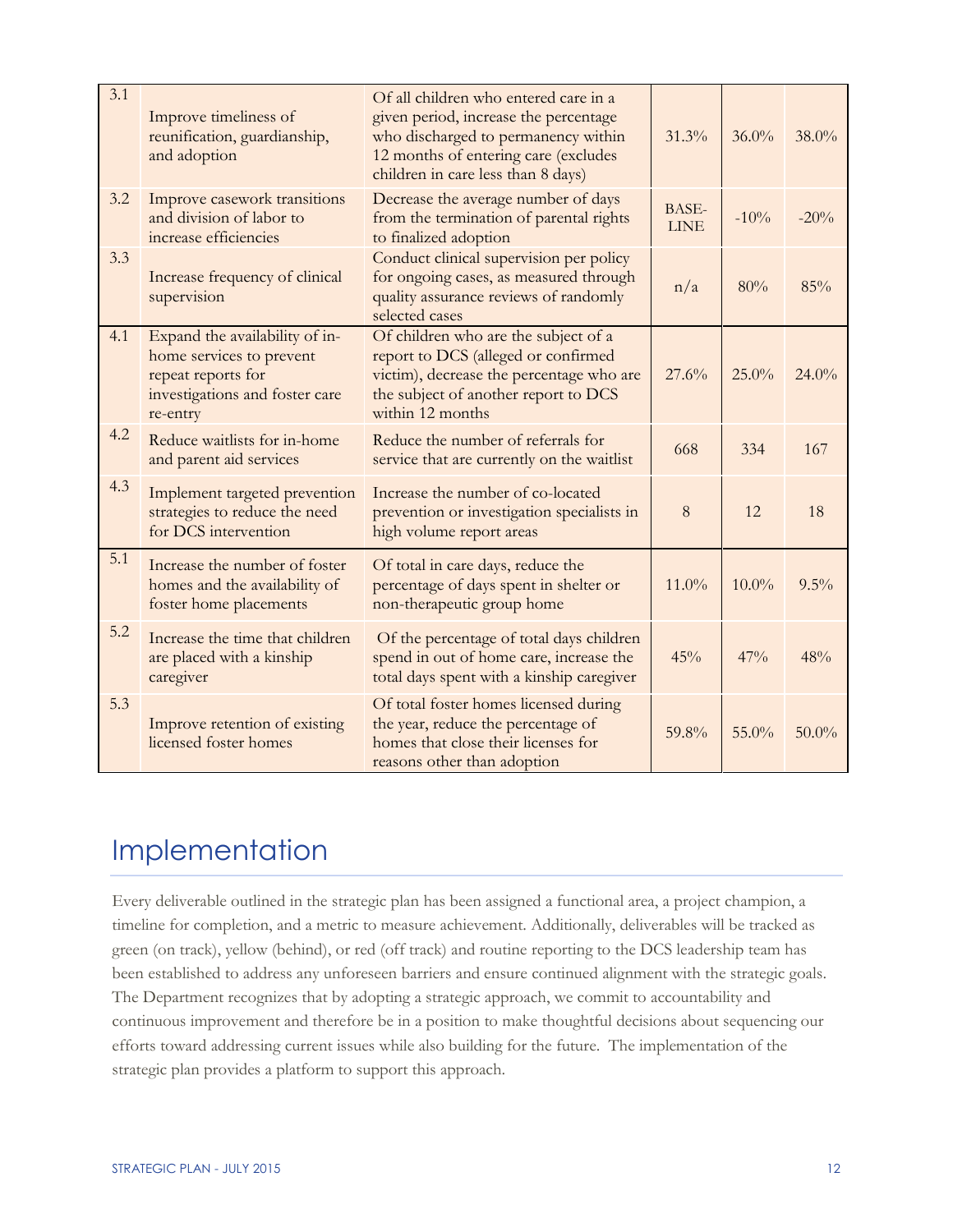| | | | | | |
|---|---|---|---|---|---|
| 3.1 | Improve timeliness of reunification, guardianship, and adoption | Of all children who entered care in a given period, increase the percentage who discharged to permanency within 12 months of entering care (excludes children in care less than 8 days) | 31.3% | 36.0% | 38.0% |
| 3.2 | Improve casework transitions and division of labor to increase efficiencies | Decrease the average number of days from the termination of parental rights to finalized adoption | BASE-LINE | -10% | -20% |
| 3.3 | Increase frequency of clinical supervision | Conduct clinical supervision per policy for ongoing cases, as measured through quality assurance reviews of randomly selected cases | n/a | 80% | 85% |
| 4.1 | Expand the availability of in-home services to prevent repeat reports for investigations and foster care re-entry | Of children who are the subject of a report to DCS (alleged or confirmed victim), decrease the percentage who are the subject of another report to DCS within 12 months | 27.6% | 25.0% | 24.0% |
| 4.2 | Reduce waitlists for in-home and parent aid services | Reduce the number of referrals for service that are currently on the waitlist | 668 | 334 | 167 |
| 4.3 | Implement targeted prevention strategies to reduce the need for DCS intervention | Increase the number of co-located prevention or investigation specialists in high volume report areas | 8 | 12 | 18 |
| 5.1 | Increase the number of foster homes and the availability of foster home placements | Of total in care days, reduce the percentage of days spent in shelter or non-therapeutic group home | 11.0% | 10.0% | 9.5% |
| 5.2 | Increase the time that children are placed with a kinship caregiver | Of the percentage of total days children spend in out of home care, increase the total days spent with a kinship caregiver | 45% | 47% | 48% |
| 5.3 | Improve retention of existing licensed foster homes | Of total foster homes licensed during the year, reduce the percentage of homes that close their licenses for reasons other than adoption | 59.8% | 55.0% | 50.0% |

## Implementation

Every deliverable outlined in the strategic plan has been assigned a functional area, a project champion, a timeline for completion, and a metric to measure achievement. Additionally, deliverables will be tracked as green (on track), yellow (behind), or red (off track) and routine reporting to the DCS leadership team has been established to address any unforeseen barriers and ensure continued alignment with the strategic goals. The Department recognizes that by adopting a strategic approach, we commit to accountability and continuous improvement and therefore be in a position to make thoughtful decisions about sequencing our efforts toward addressing current issues while also building for the future. The implementation of the strategic plan provides a platform to support this approach.